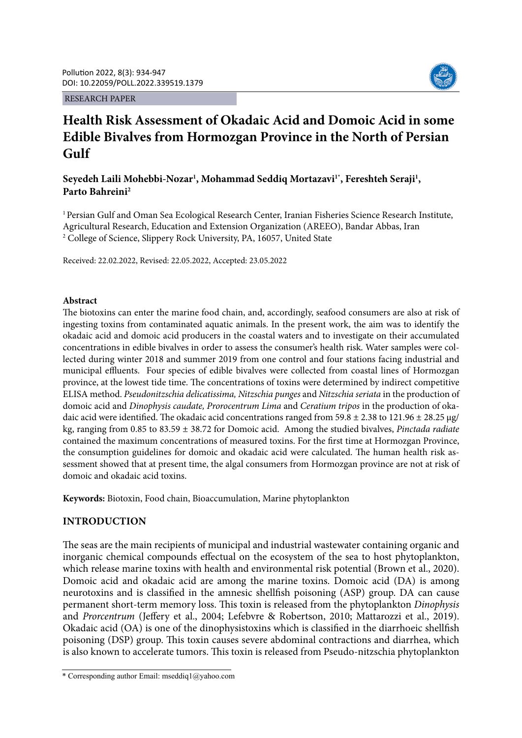RESEARCH PAPER

# Health Risk Assessment of Okadaic Acid and Domoic Acid in some Edible Bivalves from Hormozgan Province in the North of Persian Gulf

**Seyedeh Laili Mohebbi-Nozar[1], Mohammad Seddiq Mortazavi[1*], Fereshteh Seraji[1], Parto Bahreini[2]**

[1] Persian Gulf and Oman Sea Ecological Research Center, Iranian Fisheries Science Research Institute, Agricultural Research, Education and Extension Organization (AREEO), Bandar Abbas, Iran
[2] College of Science, Slippery Rock University, PA, 16057, United State

Received: 22.02.2022, Revised: 22.05.2022, Accepted: 23.05.2022

## Abstract

The biotoxins can enter the marine food chain, and, accordingly, seafood consumers are also at risk of ingesting toxins from contaminated aquatic animals. In the present work, the aim was to identify the okadaic acid and domoic acid producers in the coastal waters and to investigate on their accumulated concentrations in edible bivalves in order to assess the consumer's health risk. Water samples were collected during winter 2018 and summer 2019 from one control and four stations facing industrial and municipal effluents. Four species of edible bivalves were collected from coastal lines of Hormozgan province, at the lowest tide time. The concentrations of toxins were determined by indirect competitive ELISA method. *Pseudonitzschia delicatissima, Nitzschia punges* and *Nitzschia seriata* in the production of domoic acid and *Dinophysis caudate, Prorocentrum Lima* and *Ceratium tripos* in the production of okadaic acid were identified. The okadaic acid concentrations ranged from 59.8 ± 2.38 to 121.96 ± 28.25 μg/kg, ranging from 0.85 to 83.59 ± 38.72 for Domoic acid. Among the studied bivalves, *Pinctada radiate* contained the maximum concentrations of measured toxins. For the first time at Hormozgan Province, the consumption guidelines for domoic and okadaic acid were calculated. The human health risk assessment showed that at present time, the algal consumers from Hormozgan province are not at risk of domoic and okadaic acid toxins.

**Keywords:** Biotoxin, Food chain, Bioaccumulation, Marine phytoplankton

## INTRODUCTION

The seas are the main recipients of municipal and industrial wastewater containing organic and inorganic chemical compounds effectual on the ecosystem of the sea to host phytoplankton, which release marine toxins with health and environmental risk potential (Brown et al., 2020). Domoic acid and okadaic acid are among the marine toxins. Domoic acid (DA) is among neurotoxins and is classified in the amnesic shellfish poisoning (ASP) group. DA can cause permanent short-term memory loss. This toxin is released from the phytoplankton *Dinophysis* and *Prorcentrum* (Jeffery et al., 2004; Lefebvre & Robertson, 2010; Mattarozzi et al., 2019). Okadaic acid (OA) is one of the dinophysistoxins which is classified in the diarrhoeic shellfish poisoning (DSP) group. This toxin causes severe abdominal contractions and diarrhea, which is also known to accelerate tumors. This toxin is released from Pseudo-nitzschia phytoplankton

* Corresponding author Email: mseddiq1@yahoo.com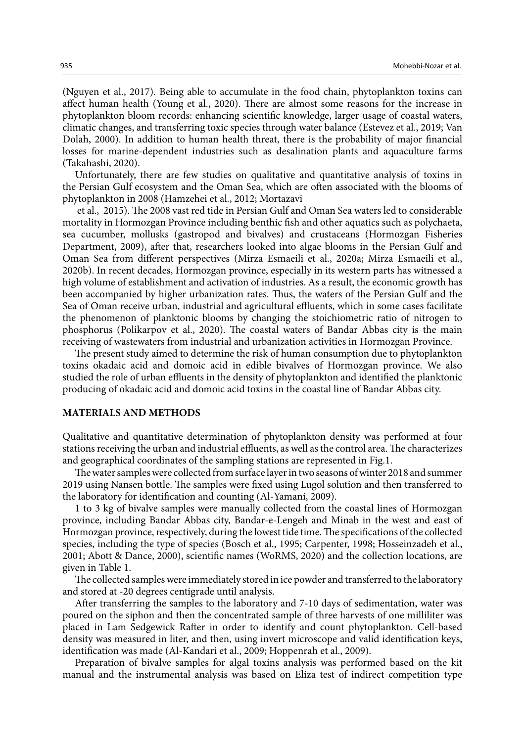(Nguyen et al., 2017). Being able to accumulate in the food chain, phytoplankton toxins can affect human health (Young et al., 2020). There are almost some reasons for the increase in phytoplankton bloom records: enhancing scientific knowledge, larger usage of coastal waters, climatic changes, and transferring toxic species through water balance (Estevez et al., 2019; Van Dolah, 2000). In addition to human health threat, there is the probability of major financial losses for marine-dependent industries such as desalination plants and aquaculture farms (Takahashi, 2020).

Unfortunately, there are few studies on qualitative and quantitative analysis of toxins in the Persian Gulf ecosystem and the Oman Sea, which are often associated with the blooms of phytoplankton in 2008 (Hamzehei et al., 2012; Mortazavi et al., 2015). The 2008 vast red tide in Persian Gulf and Oman Sea waters led to considerable mortality in Hormozgan Province including benthic fish and other aquatics such as polychaeta, sea cucumber, mollusks (gastropod and bivalves) and crustaceans (Hormozgan Fisheries Department, 2009), after that, researchers looked into algae blooms in the Persian Gulf and Oman Sea from different perspectives (Mirza Esmaeili et al., 2020a; Mirza Esmaeili et al., 2020b). In recent decades, Hormozgan province, especially in its western parts has witnessed a high volume of establishment and activation of industries. As a result, the economic growth has been accompanied by higher urbanization rates. Thus, the waters of the Persian Gulf and the Sea of Oman receive urban, industrial and agricultural effluents, which in some cases facilitate the phenomenon of planktonic blooms by changing the stoichiometric ratio of nitrogen to phosphorus (Polikarpov et al., 2020). The coastal waters of Bandar Abbas city is the main receiving of wastewaters from industrial and urbanization activities in Hormozgan Province.

The present study aimed to determine the risk of human consumption due to phytoplankton toxins okadaic acid and domoic acid in edible bivalves of Hormozgan province. We also studied the role of urban effluents in the density of phytoplankton and identified the planktonic producing of okadaic acid and domoic acid toxins in the coastal line of Bandar Abbas city.

## MATERIALS AND METHODS

Qualitative and quantitative determination of phytoplankton density was performed at four stations receiving the urban and industrial effluents, as well as the control area. The characterizes and geographical coordinates of the sampling stations are represented in Fig.1.

The water samples were collected from surface layer in two seasons of winter 2018 and summer 2019 using Nansen bottle. The samples were fixed using Lugol solution and then transferred to the laboratory for identification and counting (Al-Yamani, 2009).

1 to 3 kg of bivalve samples were manually collected from the coastal lines of Hormozgan province, including Bandar Abbas city, Bandar-e-Lengeh and Minab in the west and east of Hormozgan province, respectively, during the lowest tide time. The specifications of the collected species, including the type of species (Bosch et al., 1995; Carpenter, 1998; Hosseinzadeh et al., 2001; Abott & Dance, 2000), scientific names (WoRMS, 2020) and the collection locations, are given in Table 1.

The collected samples were immediately stored in ice powder and transferred to the laboratory and stored at -20 degrees centigrade until analysis.

After transferring the samples to the laboratory and 7-10 days of sedimentation, water was poured on the siphon and then the concentrated sample of three harvests of one milliliter was placed in Lam Sedgewick Rafter in order to identify and count phytoplankton. Cell-based density was measured in liter, and then, using invert microscope and valid identification keys, identification was made (Al-Kandari et al., 2009; Hoppenrah et al., 2009).

Preparation of bivalve samples for algal toxins analysis was performed based on the kit manual and the instrumental analysis was based on Eliza test of indirect competition type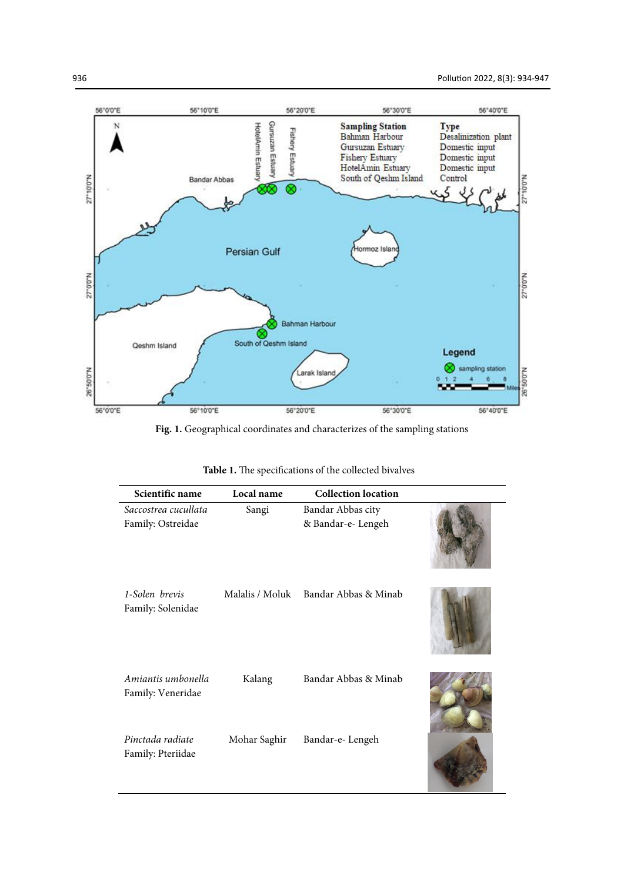Fig. 1. Geographical coordinates and characterizes of the sampling stations

Table 1. The specifications of the collected bivalves

| Scientific name | Local name | Collection location | |
|---|---|---|---|
| *Saccostrea cucullata* Family: Ostreidae | Sangi | Bandar Abbas city & Bandar-e- Lengeh | |
| *1-Solen brevis* Family: Solenidae | Malalis / Moluk | Bandar Abbas & Minab | |
| *Amiantis umbonella* Family: Veneridae | Kalang | Bandar Abbas & Minab | |
| *Pinctada radiate* Family: Pteriidae | Mohar Saghir | Bandar-e- Lengeh | |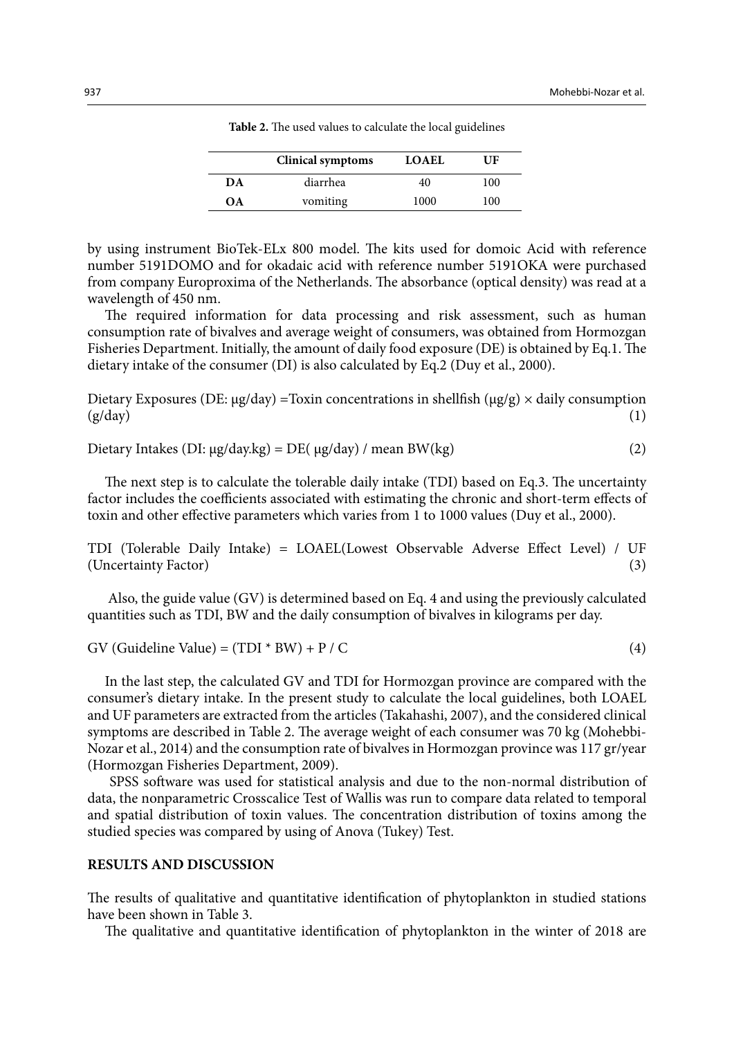**Table 2.** The used values to calculate the local guidelines

| | Clinical symptoms | LOAEL | UF |
|---|---|---|---|
| **DA** | diarrhea | 40 | 100 |
| **OA** | vomiting | 1000 | 100 |

by using instrument BioTek-ELx 800 model. The kits used for domoic Acid with reference number 5191DOMO and for okadaic acid with reference number 5191OKA were purchased from company Europroxima of the Netherlands. The absorbance (optical density) was read at a wavelength of 450 nm.

The required information for data processing and risk assessment, such as human consumption rate of bivalves and average weight of consumers, was obtained from Hormozgan Fisheries Department. Initially, the amount of daily food exposure (DE) is obtained by Eq.1. The dietary intake of the consumer (DI) is also calculated by Eq.2 (Duy et al., 2000).

Dietary Exposures (DE: μg/day) =Toxin concentrations in shellfish (μg/g) × daily consumption (g/day) (1)

Dietary Intakes (DI: μg/day.kg) = DE( μg/day) / mean BW(kg) (2)

The next step is to calculate the tolerable daily intake (TDI) based on Eq.3. The uncertainty factor includes the coefficients associated with estimating the chronic and short-term effects of toxin and other effective parameters which varies from 1 to 1000 values (Duy et al., 2000).

TDI (Tolerable Daily Intake) = LOAEL(Lowest Observable Adverse Effect Level) / UF (Uncertainty Factor) (3)

Also, the guide value (GV) is determined based on Eq. 4 and using the previously calculated quantities such as TDI, BW and the daily consumption of bivalves in kilograms per day.

GV (Guideline Value) = (TDI * BW) + P / C (4)

In the last step, the calculated GV and TDI for Hormozgan province are compared with the consumer's dietary intake. In the present study to calculate the local guidelines, both LOAEL and UF parameters are extracted from the articles (Takahashi, 2007), and the considered clinical symptoms are described in Table 2. The average weight of each consumer was 70 kg (Mohebbi-Nozar et al., 2014) and the consumption rate of bivalves in Hormozgan province was 117 gr/year (Hormozgan Fisheries Department, 2009).

SPSS software was used for statistical analysis and due to the non-normal distribution of data, the nonparametric Crosscalice Test of Wallis was run to compare data related to temporal and spatial distribution of toxin values. The concentration distribution of toxins among the studied species was compared by using of Anova (Tukey) Test.

## RESULTS AND DISCUSSION

The results of qualitative and quantitative identification of phytoplankton in studied stations have been shown in Table 3.

The qualitative and quantitative identification of phytoplankton in the winter of 2018 are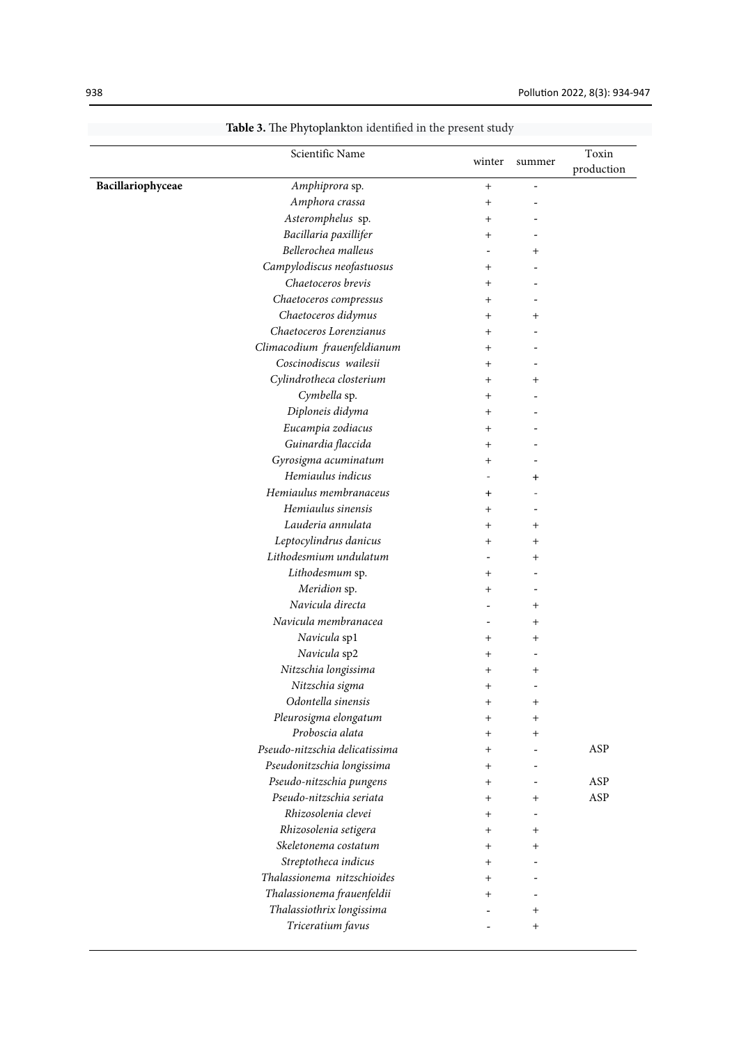**Table 3.** The Phytoplankton identified in the present study

| | Scientific Name | winter | summer | Toxin production |
|---|---|---|---|---|
| **Bacillariophyceae** | *Amphiprora* sp. | + | - | |
| | *Amphora crassa* | + | - | |
| | *Asteromphelus* sp. | + | - | |
| | *Bacillaria paxillifer* | + | - | |
| | *Bellerochea malleus* | - | + | |
| | *Campylodiscus neofastuosus* | + | - | |
| | *Chaetoceros brevis* | + | - | |
| | *Chaetoceros compressus* | + | - | |
| | *Chaetoceros didymus* | + | + | |
| | *Chaetoceros Lorenzianus* | + | - | |
| | *Climacodium frauenfeldianum* | + | - | |
| | *Coscinodiscus wailesii* | + | - | |
| | *Cylindrotheca closterium* | + | + | |
| | *Cymbella* sp. | + | - | |
| | *Diploneis didyma* | + | - | |
| | *Eucampia zodiacus* | + | - | |
| | *Guinardia flaccida* | + | - | |
| | *Gyrosigma acuminatum* | + | - | |
| | *Hemiaulus indicus* | - | + | |
| | *Hemiaulus membranaceus* | + | - | |
| | *Hemiaulus sinensis* | + | - | |
| | *Lauderia annulata* | + | + | |
| | *Leptocylindrus danicus* | + | + | |
| | *Lithodesmium undulatum* | - | + | |
| | *Lithodesmum* sp. | + | - | |
| | *Meridion* sp. | + | - | |
| | *Navicula directa* | - | + | |
| | *Navicula membranacea* | - | + | |
| | *Navicula* sp1 | + | + | |
| | *Navicula* sp2 | + | - | |
| | *Nitzschia longissima* | + | + | |
| | *Nitzschia sigma* | + | - | |
| | *Odontella sinensis* | + | + | |
| | *Pleurosigma elongatum* | + | + | |
| | *Proboscia alata* | + | + | |
| | *Pseudo-nitzschia delicatissima* | + | - | ASP |
| | *Pseudonitzschia longissima* | + | - | |
| | *Pseudo-nitzschia pungens* | + | - | ASP |
| | *Pseudo-nitzschia seriata* | + | + | ASP |
| | *Rhizosolenia clevei* | + | - | |
| | *Rhizosolenia setigera* | + | + | |
| | *Skeletonema costatum* | + | + | |
| | *Streptotheca indicus* | + | - | |
| | *Thalassionema nitzschioides* | + | - | |
| | *Thalassionema frauenfeldii* | + | - | |
| | *Thalassiothrix longissima* | - | + | |
| | *Triceratium favus* | - | + | |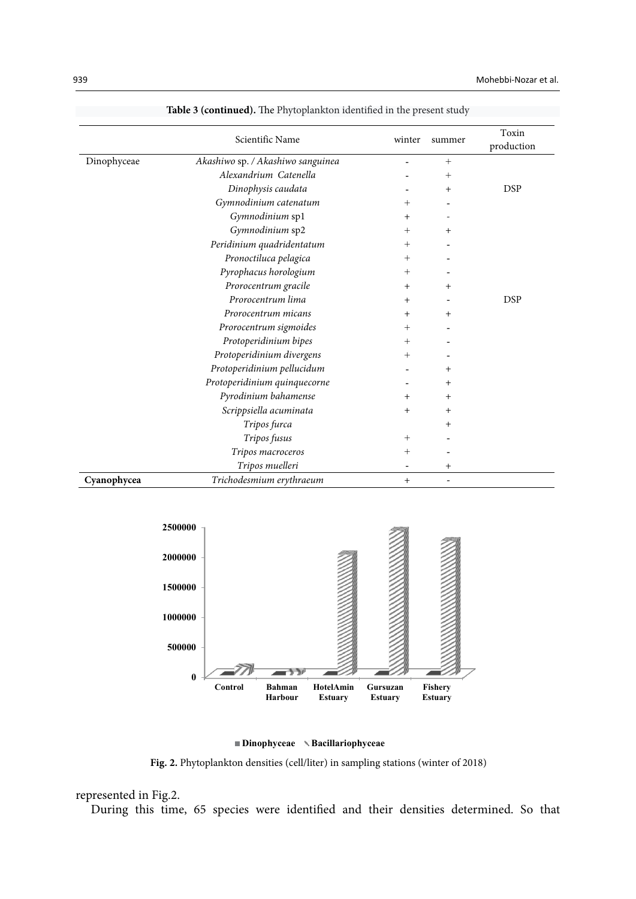**Table 3 (continued).** The Phytoplankton identified in the present study

| | Scientific Name | winter | summer | Toxin production |
|---|---|---|---|---|
| Dinophyceae | *Akashiwo* sp. / *Akashiwo sanguinea* | - | + | |
| | *Alexandrium Catenella* | - | + | |
| | *Dinophysis caudata* | - | + | DSP |
| | *Gymnodinium catenatum* | + | - | |
| | *Gymnodinium* sp1 | + | - | |
| | *Gymnodinium* sp2 | + | + | |
| | *Peridinium quadridentatum* | + | - | |
| | *Pronoctiluca pelagica* | + | - | |
| | *Pyrophacus horologium* | + | - | |
| | *Prorocentrum gracile* | + | + | |
| | *Prorocentrum lima* | + | - | DSP |
| | *Prorocentrum micans* | + | + | |
| | *Prorocentrum sigmoides* | + | - | |
| | *Protoperidinium bipes* | + | - | |
| | *Protoperidinium divergens* | + | - | |
| | *Protoperidinium pellucidum* | - | + | |
| | *Protoperidinium quinquecorne* | - | + | |
| | *Pyrodinium bahamense* | + | + | |
| | *Scrippsiella acuminata* | + | + | |
| | *Tripos furca* | | + | |
| | *Tripos fusus* | + | - | |
| | *Tripos macroceros* | + | - | |
| | *Tripos muelleri* | - | + | |
| **Cyanophycea** | *Trichodesmium erythraeum* | + | - | |

**Fig. 2.** Phytoplankton densities (cell/liter) in sampling stations (winter of 2018)

represented in Fig.2.

During this time, 65 species were identified and their densities determined. So that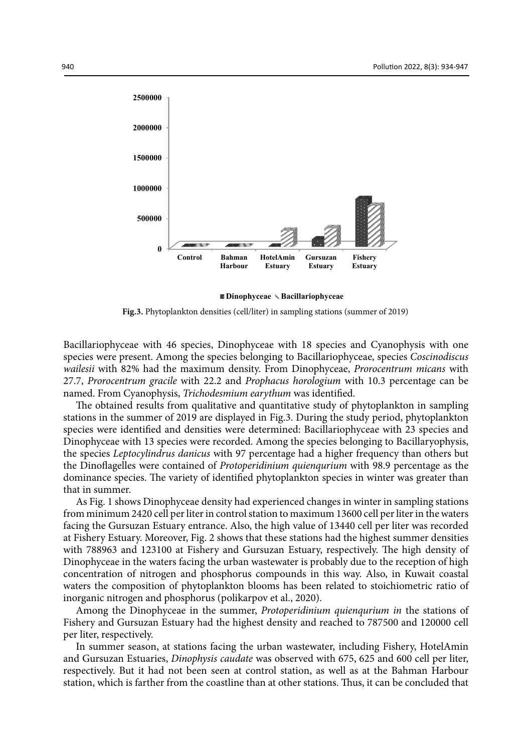**Fig.3.** Phytoplankton densities (cell/liter) in sampling stations (summer of 2019)

Bacillariophyceae with 46 species, Dinophyceae with 18 species and Cyanophysis with one species were present. Among the species belonging to Bacillariophyceae, species *Coscinodiscus wailesii* with 82% had the maximum density. From Dinophyceae, *Prorocentrum micans* with 27.7, *Prorocentrum gracile* with 22.2 and *Prophacus horologium* with 10.3 percentage can be named. From Cyanophysis, *Trichodesmium earythum* was identified.

The obtained results from qualitative and quantitative study of phytoplankton in sampling stations in the summer of 2019 are displayed in Fig.3. During the study period, phytoplankton species were identified and densities were determined: Bacillariophyceae with 23 species and Dinophyceae with 13 species were recorded. Among the species belonging to Bacillaryophysis, the species *Leptocylindrus danicus* with 97 percentage had a higher frequency than others but the Dinoflagelles were contained of *Protoperidinium quienqurium* with 98.9 percentage as the dominance species. The variety of identified phytoplankton species in winter was greater than that in summer.

As Fig. 1 shows Dinophyceae density had experienced changes in winter in sampling stations from minimum 2420 cell per liter in control station to maximum 13600 cell per liter in the waters facing the Gursuzan Estuary entrance. Also, the high value of 13440 cell per liter was recorded at Fishery Estuary. Moreover, Fig. 2 shows that these stations had the highest summer densities with 788963 and 123100 at Fishery and Gursuzan Estuary, respectively. The high density of Dinophyceae in the waters facing the urban wastewater is probably due to the reception of high concentration of nitrogen and phosphorus compounds in this way. Also, in Kuwait coastal waters the composition of phytoplankton blooms has been related to stoichiometric ratio of inorganic nitrogen and phosphorus (polikarpov et al., 2020).

Among the Dinophyceae in the summer, *Protoperidinium quienqurium in* the stations of Fishery and Gursuzan Estuary had the highest density and reached to 787500 and 120000 cell per liter, respectively.

In summer season, at stations facing the urban wastewater, including Fishery, HotelAmin and Gursuzan Estuaries, *Dinophysis caudate* was observed with 675, 625 and 600 cell per liter, respectively. But it had not been seen at control station, as well as at the Bahman Harbour station, which is farther from the coastline than at other stations. Thus, it can be concluded that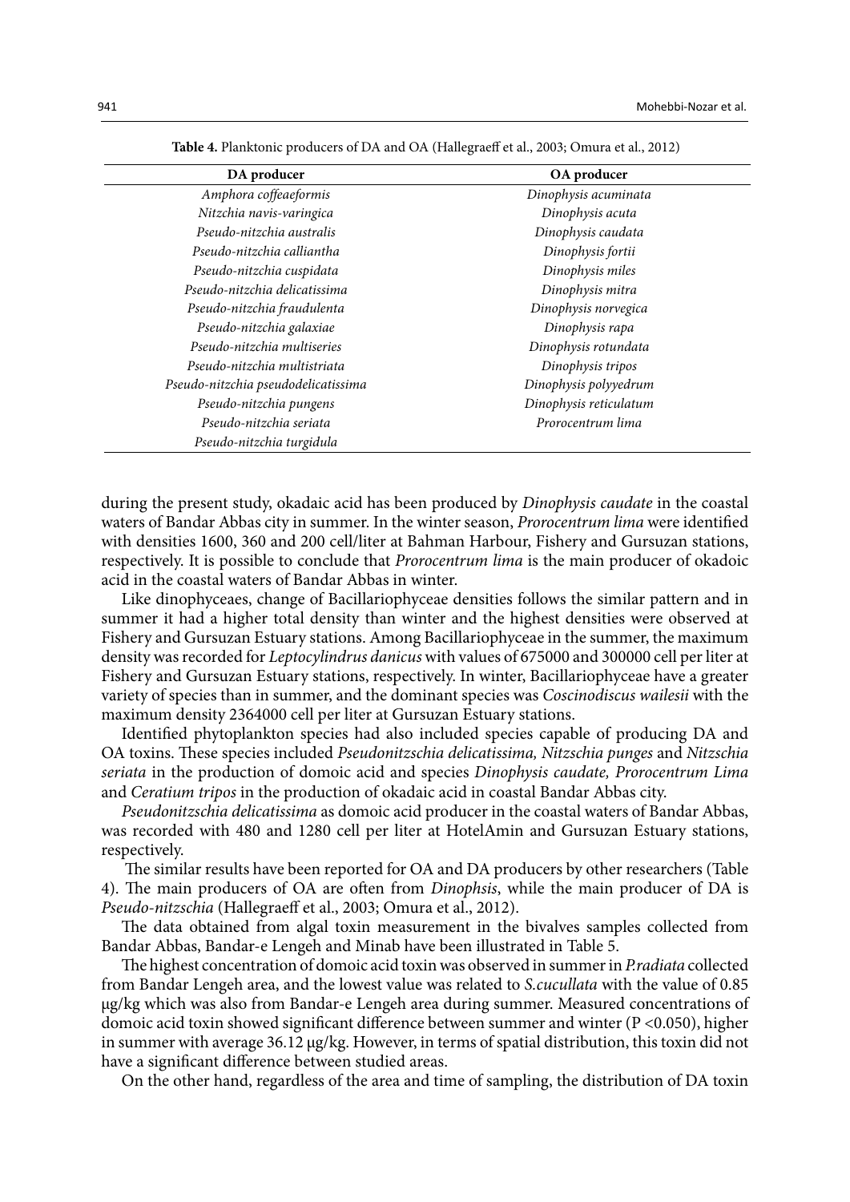**Table 4.** Planktonic producers of DA and OA (Hallegraeff et al., 2003; Omura et al., 2012)

| DA producer | OA producer |
|---|---|
| *Amphora coffeaeformis* | *Dinophysis acuminata* |
| *Nitzchia navis-varingica* | *Dinophysis acuta* |
| *Pseudo-nitzchia australis* | *Dinophysis caudata* |
| *Pseudo-nitzchia calliantha* | *Dinophysis fortii* |
| *Pseudo-nitzchia cuspidata* | *Dinophysis miles* |
| *Pseudo-nitzchia delicatissima* | *Dinophysis mitra* |
| *Pseudo-nitzchia fraudulenta* | *Dinophysis norvegica* |
| *Pseudo-nitzchia galaxiae* | *Dinophysis rapa* |
| *Pseudo-nitzchia multiseries* | *Dinophysis rotundata* |
| *Pseudo-nitzchia multistriata* | *Dinophysis tripos* |
| *Pseudo-nitzchia pseudodelicatissima* | *Dinophysis polyyedrum* |
| *Pseudo-nitzchia pungens* | *Dinophysis reticulatum* |
| *Pseudo-nitzchia seriata* | *Prorocentrum lima* |
| *Pseudo-nitzchia turgidula* | |

during the present study, okadaic acid has been produced by *Dinophysis caudate* in the coastal waters of Bandar Abbas city in summer. In the winter season, *Prorocentrum lima* were identified with densities 1600, 360 and 200 cell/liter at Bahman Harbour, Fishery and Gursuzan stations, respectively. It is possible to conclude that *Prorocentrum lima* is the main producer of okadoic acid in the coastal waters of Bandar Abbas in winter.

Like dinophyceaes, change of Bacillariophyceae densities follows the similar pattern and in summer it had a higher total density than winter and the highest densities were observed at Fishery and Gursuzan Estuary stations. Among Bacillariophyceae in the summer, the maximum density was recorded for *Leptocylindrus danicus* with values of 675000 and 300000 cell per liter at Fishery and Gursuzan Estuary stations, respectively. In winter, Bacillariophyceae have a greater variety of species than in summer, and the dominant species was *Coscinodiscus wailesii* with the maximum density 2364000 cell per liter at Gursuzan Estuary stations.

Identified phytoplankton species had also included species capable of producing DA and OA toxins. These species included *Pseudonitzschia delicatissima, Nitzschia punges* and *Nitzschia seriata* in the production of domoic acid and species *Dinophysis caudate, Prorocentrum Lima* and *Ceratium tripos* in the production of okadaic acid in coastal Bandar Abbas city.

*Pseudonitzschia delicatissima* as domoic acid producer in the coastal waters of Bandar Abbas, was recorded with 480 and 1280 cell per liter at HotelAmin and Gursuzan Estuary stations, respectively.

The similar results have been reported for OA and DA producers by other researchers (Table 4). The main producers of OA are often from *Dinophsis*, while the main producer of DA is *Pseudo-nitzschia* (Hallegraeff et al., 2003; Omura et al., 2012).

The data obtained from algal toxin measurement in the bivalves samples collected from Bandar Abbas, Bandar-e Lengeh and Minab have been illustrated in Table 5.

The highest concentration of domoic acid toxin was observed in summer in *P.radiata* collected from Bandar Lengeh area, and the lowest value was related to *S.cucullata* with the value of 0.85 μg/kg which was also from Bandar-e Lengeh area during summer. Measured concentrations of domoic acid toxin showed significant difference between summer and winter ($P < 0.050$), higher in summer with average 36.12 μg/kg. However, in terms of spatial distribution, this toxin did not have a significant difference between studied areas.

On the other hand, regardless of the area and time of sampling, the distribution of DA toxin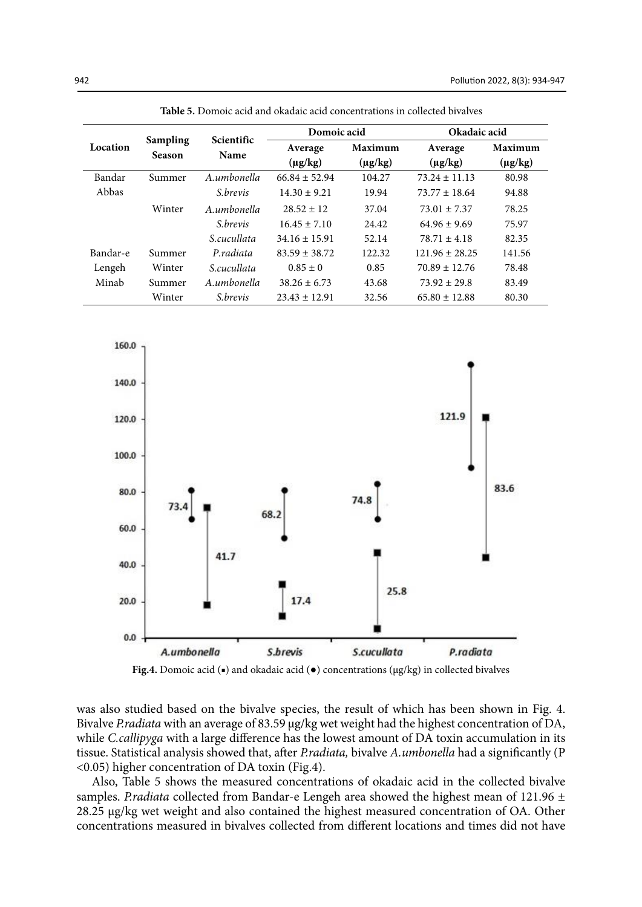**Table 5.** Domoic acid and okadaic acid concentrations in collected bivalves

| Location | Sampling Season | Scientific Name | Domoic acid | | Okadaic acid | |
|---|---|---|---|---|---|---|
| | | | Average (µg/kg) | Maximum (µg/kg) | Average (µg/kg) | Maximum (µg/kg) |
| Bandar Abbas | Summer | *A.umbonella* | 66.84 ± 52.94 | 104.27 | 73.24 ± 11.13 | 80.98 |
| | | *S.brevis* | 14.30 ± 9.21 | 19.94 | 73.77 ± 18.64 | 94.88 |
| | Winter | *A.umbonella* | 28.52 ± 12 | 37.04 | 73.01 ± 7.37 | 78.25 |
| | | *S.brevis* | 16.45 ± 7.10 | 24.42 | 64.96 ± 9.69 | 75.97 |
| | | *S.cucullata* | 34.16 ± 15.91 | 52.14 | 78.71 ± 4.18 | 82.35 |
| Bandar-e Lengeh | Summer | *P.radiata* | 83.59 ± 38.72 | 122.32 | 121.96 ± 28.25 | 141.56 |
| | Winter | *S.cucullata* | 0.85 ± 0 | 0.85 | 70.89 ± 12.76 | 78.48 |
| Minab | Summer | *A.umbonella* | 38.26 ± 6.73 | 43.68 | 73.92 ± 29.8 | 83.49 |
| | Winter | *S.brevis* | 23.43 ± 12.91 | 32.56 | 65.80 ± 12.88 | 80.30 |

**Fig.4.** Domoic acid (▪) and okadaic acid (●) concentrations (µg/kg) in collected bivalves

was also studied based on the bivalve species, the result of which has been shown in Fig. 4. Bivalve *P.radiata* with an average of 83.59 µg/kg wet weight had the highest concentration of DA, while *C.callipyga* with a large difference has the lowest amount of DA toxin accumulation in its tissue. Statistical analysis showed that, after *P.radiata,* bivalve *A.umbonella* had a significantly ($P < 0.05$) higher concentration of DA toxin (Fig.4).

Also, Table 5 shows the measured concentrations of okadaic acid in the collected bivalve samples. *P.radiata* collected from Bandar-e Lengeh area showed the highest mean of 121.96 ± 28.25 µg/kg wet weight and also contained the highest measured concentration of OA. Other concentrations measured in bivalves collected from different locations and times did not have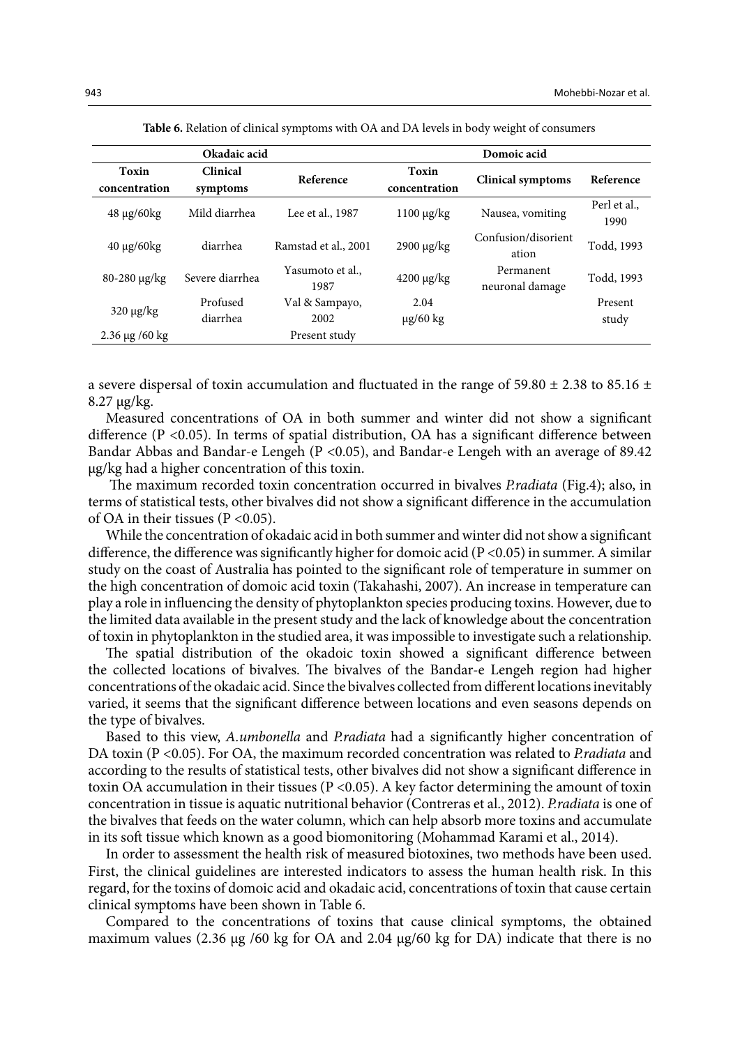**Table 6.** Relation of clinical symptoms with OA and DA levels in body weight of consumers

| Okadaic acid | | | Domoic acid | | |
|---|---|---|---|---|---|
| Toxin concentration | Clinical symptoms | Reference | Toxin concentration | Clinical symptoms | Reference |
| 48 μg/60kg | Mild diarrhea | Lee et al., 1987 | 1100 μg/kg | Nausea, vomiting | Perl et al., 1990 |
| 40 μg/60kg | diarrhea | Ramstad et al., 2001 | 2900 μg/kg | Confusion/disorientation | Todd, 1993 |
| 80-280 μg/kg | Severe diarrhea | Yasumoto et al., 1987 | 4200 μg/kg | Permanent neuronal damage | Todd, 1993 |
| 320 μg/kg | Profused diarrhea | Val & Sampayo, 2002 | 2.04 μg/60 kg | | Present study |
| 2.36 μg /60 kg | | Present study | | | |

a severe dispersal of toxin accumulation and fluctuated in the range of 59.80 ± 2.38 to 85.16 ± 8.27 μg/kg.

Measured concentrations of OA in both summer and winter did not show a significant difference ($P < 0.05$). In terms of spatial distribution, OA has a significant difference between Bandar Abbas and Bandar-e Lengeh ($P < 0.05$), and Bandar-e Lengeh with an average of 89.42 μg/kg had a higher concentration of this toxin.

The maximum recorded toxin concentration occurred in bivalves *P.radiata* (Fig.4); also, in terms of statistical tests, other bivalves did not show a significant difference in the accumulation of OA in their tissues ($P < 0.05$).

While the concentration of okadaic acid in both summer and winter did not show a significant difference, the difference was significantly higher for domoic acid ($P < 0.05$) in summer. A similar study on the coast of Australia has pointed to the significant role of temperature in summer on the high concentration of domoic acid toxin (Takahashi, 2007). An increase in temperature can play a role in influencing the density of phytoplankton species producing toxins. However, due to the limited data available in the present study and the lack of knowledge about the concentration of toxin in phytoplankton in the studied area, it was impossible to investigate such a relationship.

The spatial distribution of the okadoic toxin showed a significant difference between the collected locations of bivalves. The bivalves of the Bandar-e Lengeh region had higher concentrations of the okadaic acid. Since the bivalves collected from different locations inevitably varied, it seems that the significant difference between locations and even seasons depends on the type of bivalves.

Based to this view, *A.umbonella* and *P.radiata* had a significantly higher concentration of DA toxin ($P < 0.05$). For OA, the maximum recorded concentration was related to *P.radiata* and according to the results of statistical tests, other bivalves did not show a significant difference in toxin OA accumulation in their tissues ($P < 0.05$). A key factor determining the amount of toxin concentration in tissue is aquatic nutritional behavior (Contreras et al., 2012). *P.radiata* is one of the bivalves that feeds on the water column, which can help absorb more toxins and accumulate in its soft tissue which known as a good biomonitoring (Mohammad Karami et al., 2014).

In order to assessment the health risk of measured biotoxines, two methods have been used. First, the clinical guidelines are interested indicators to assess the human health risk. In this regard, for the toxins of domoic acid and okadaic acid, concentrations of toxin that cause certain clinical symptoms have been shown in Table 6.

Compared to the concentrations of toxins that cause clinical symptoms, the obtained maximum values (2.36 μg /60 kg for OA and 2.04 μg/60 kg for DA) indicate that there is no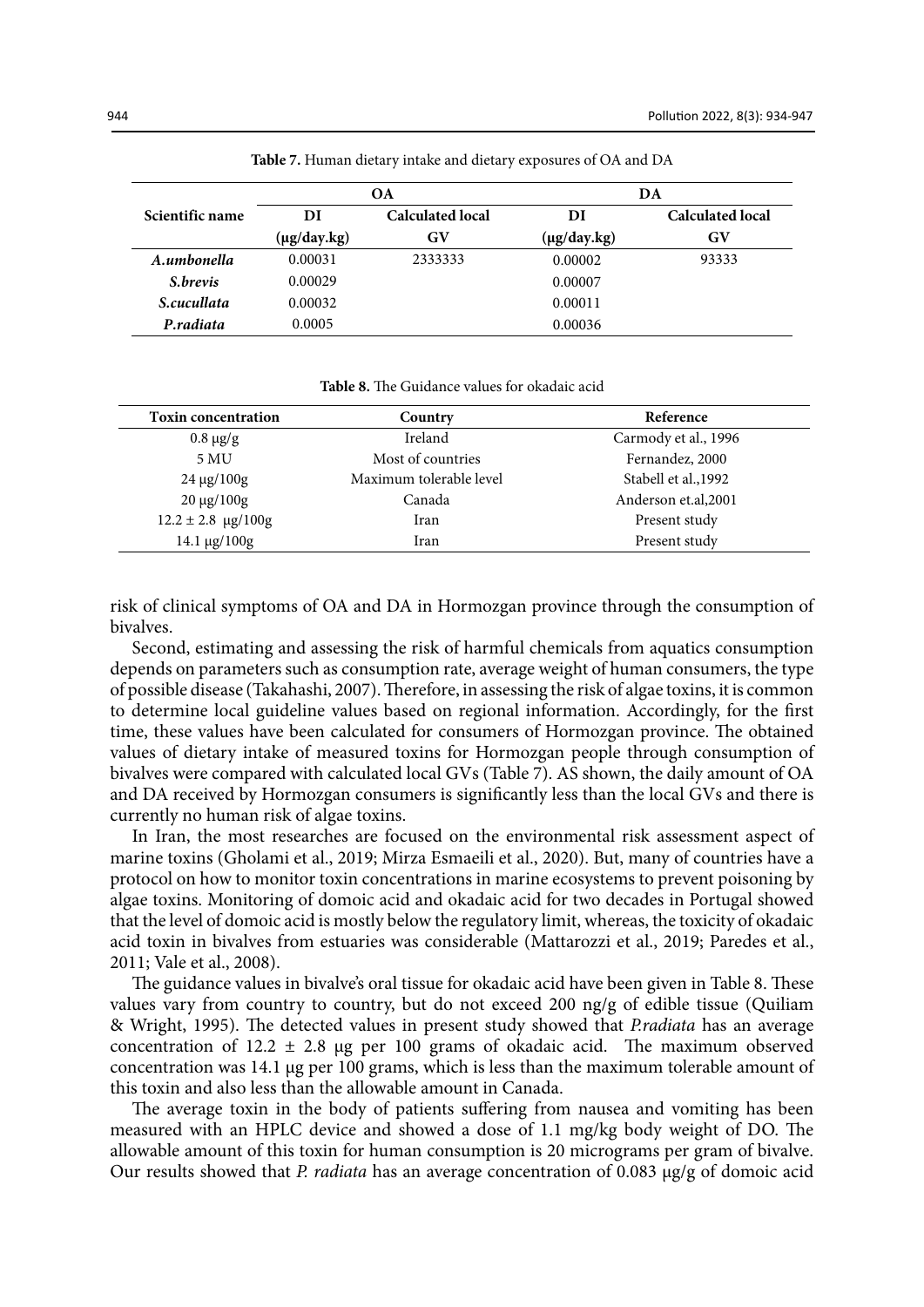**Table 7.** Human dietary intake and dietary exposures of OA and DA

| Scientific name | OA | | DA | |
|---|---|---|---|---|
| | DI (μg/day.kg) | Calculated local GV | DI (μg/day.kg) | Calculated local GV |
| ***A.umbonella*** | 0.00031 | 2333333 | 0.00002 | 93333 |
| ***S.brevis*** | 0.00029 | | 0.00007 | |
| ***S.cucullata*** | 0.00032 | | 0.00011 | |
| ***P.radiata*** | 0.0005 | | 0.00036 | |

**Table 8.** The Guidance values for okadaic acid

| Toxin concentration | Country | Reference |
|---|---|---|
| 0.8 μg/g | Ireland | Carmody et al., 1996 |
| 5 MU | Most of countries | Fernandez, 2000 |
| 24 μg/100g | Maximum tolerable level | Stabell et al.,1992 |
| 20 μg/100g | Canada | Anderson et.al,2001 |
| 12.2 ± 2.8 μg/100g | Iran | Present study |
| 14.1 μg/100g | Iran | Present study |

risk of clinical symptoms of OA and DA in Hormozgan province through the consumption of bivalves.

Second, estimating and assessing the risk of harmful chemicals from aquatics consumption depends on parameters such as consumption rate, average weight of human consumers, the type of possible disease (Takahashi, 2007). Therefore, in assessing the risk of algae toxins, it is common to determine local guideline values based on regional information. Accordingly, for the first time, these values have been calculated for consumers of Hormozgan province. The obtained values of dietary intake of measured toxins for Hormozgan people through consumption of bivalves were compared with calculated local GVs (Table 7). AS shown, the daily amount of OA and DA received by Hormozgan consumers is significantly less than the local GVs and there is currently no human risk of algae toxins.

In Iran, the most researches are focused on the environmental risk assessment aspect of marine toxins (Gholami et al., 2019; Mirza Esmaeili et al., 2020). But, many of countries have a protocol on how to monitor toxin concentrations in marine ecosystems to prevent poisoning by algae toxins. Monitoring of domoic acid and okadaic acid for two decades in Portugal showed that the level of domoic acid is mostly below the regulatory limit, whereas, the toxicity of okadaic acid toxin in bivalves from estuaries was considerable (Mattarozzi et al., 2019; Paredes et al., 2011; Vale et al., 2008).

The guidance values in bivalve's oral tissue for okadaic acid have been given in Table 8. These values vary from country to country, but do not exceed 200 ng/g of edible tissue (Quiliam & Wright, 1995). The detected values in present study showed that *P.radiata* has an average concentration of 12.2 ± 2.8 μg per 100 grams of okadaic acid. The maximum observed concentration was 14.1 μg per 100 grams, which is less than the maximum tolerable amount of this toxin and also less than the allowable amount in Canada.

The average toxin in the body of patients suffering from nausea and vomiting has been measured with an HPLC device and showed a dose of 1.1 mg/kg body weight of DO. The allowable amount of this toxin for human consumption is 20 micrograms per gram of bivalve. Our results showed that *P. radiata* has an average concentration of 0.083 μg/g of domoic acid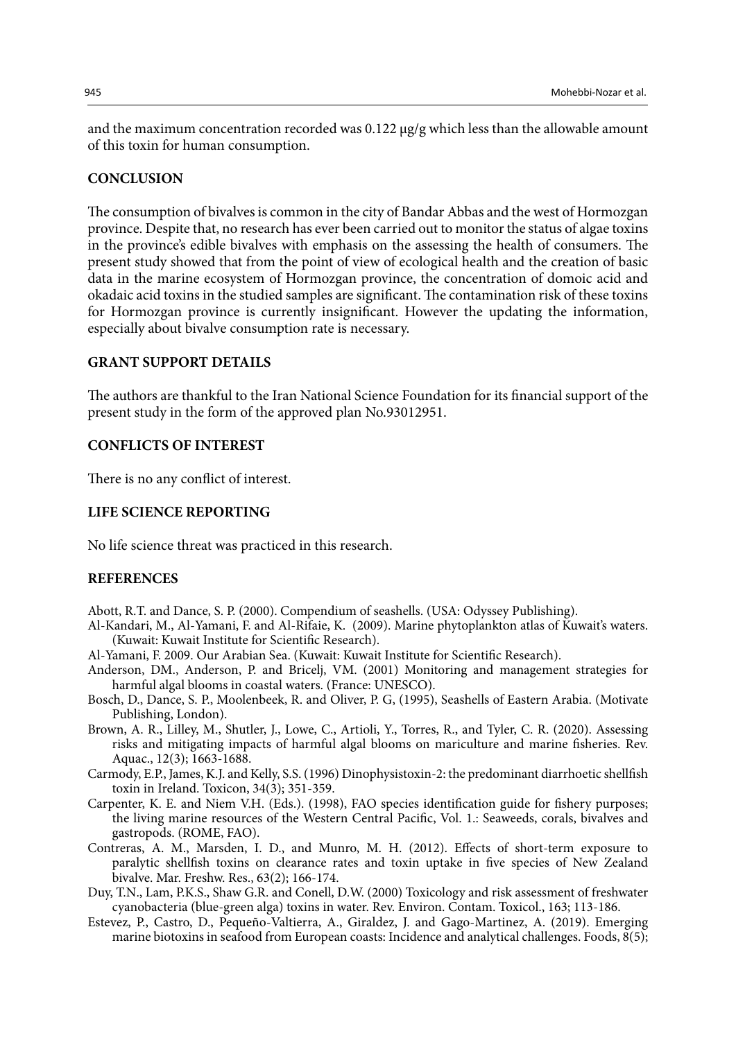and the maximum concentration recorded was 0.122 μg/g which less than the allowable amount of this toxin for human consumption.

## CONCLUSION

The consumption of bivalves is common in the city of Bandar Abbas and the west of Hormozgan province. Despite that, no research has ever been carried out to monitor the status of algae toxins in the province's edible bivalves with emphasis on the assessing the health of consumers. The present study showed that from the point of view of ecological health and the creation of basic data in the marine ecosystem of Hormozgan province, the concentration of domoic acid and okadaic acid toxins in the studied samples are significant. The contamination risk of these toxins for Hormozgan province is currently insignificant. However the updating the information, especially about bivalve consumption rate is necessary.

## GRANT SUPPORT DETAILS

The authors are thankful to the Iran National Science Foundation for its financial support of the present study in the form of the approved plan No.93012951.

## CONFLICTS OF INTEREST

There is no any conflict of interest.

## LIFE SCIENCE REPORTING

No life science threat was practiced in this research.

## REFERENCES

Abott, R.T. and Dance, S. P. (2000). Compendium of seashells. (USA: Odyssey Publishing).

Al-Kandari, M., Al-Yamani, F. and Al-Rifaie, K. (2009). Marine phytoplankton atlas of Kuwait's waters. (Kuwait: Kuwait Institute for Scientific Research).

Al-Yamani, F. 2009. Our Arabian Sea. (Kuwait: Kuwait Institute for Scientific Research).

Anderson, DM., Anderson, P. and Bricelj, VM. (2001) Monitoring and management strategies for harmful algal blooms in coastal waters. (France: UNESCO).

Bosch, D., Dance, S. P., Moolenbeek, R. and Oliver, P. G, (1995), Seashells of Eastern Arabia. (Motivate Publishing, London).

Brown, A. R., Lilley, M., Shutler, J., Lowe, C., Artioli, Y., Torres, R., and Tyler, C. R. (2020). Assessing risks and mitigating impacts of harmful algal blooms on mariculture and marine fisheries. Rev. Aquac., 12(3); 1663-1688.

Carmody, E.P., James, K.J. and Kelly, S.S. (1996) Dinophysistoxin-2: the predominant diarrhoetic shellfish toxin in Ireland. Toxicon, 34(3); 351-359.

Carpenter, K. E. and Niem V.H. (Eds.). (1998), FAO species identification guide for fishery purposes; the living marine resources of the Western Central Pacific, Vol. 1.: Seaweeds, corals, bivalves and gastropods. (ROME, FAO).

Contreras, A. M., Marsden, I. D., and Munro, M. H. (2012). Effects of short-term exposure to paralytic shellfish toxins on clearance rates and toxin uptake in five species of New Zealand bivalve. Mar. Freshw. Res., 63(2); 166-174.

Duy, T.N., Lam, P.K.S., Shaw G.R. and Conell, D.W. (2000) Toxicology and risk assessment of freshwater cyanobacteria (blue-green alga) toxins in water. Rev. Environ. Contam. Toxicol., 163; 113-186.

Estevez, P., Castro, D., Pequeño-Valtierra, A., Giraldez, J. and Gago-Martinez, A. (2019). Emerging marine biotoxins in seafood from European coasts: Incidence and analytical challenges. Foods, 8(5);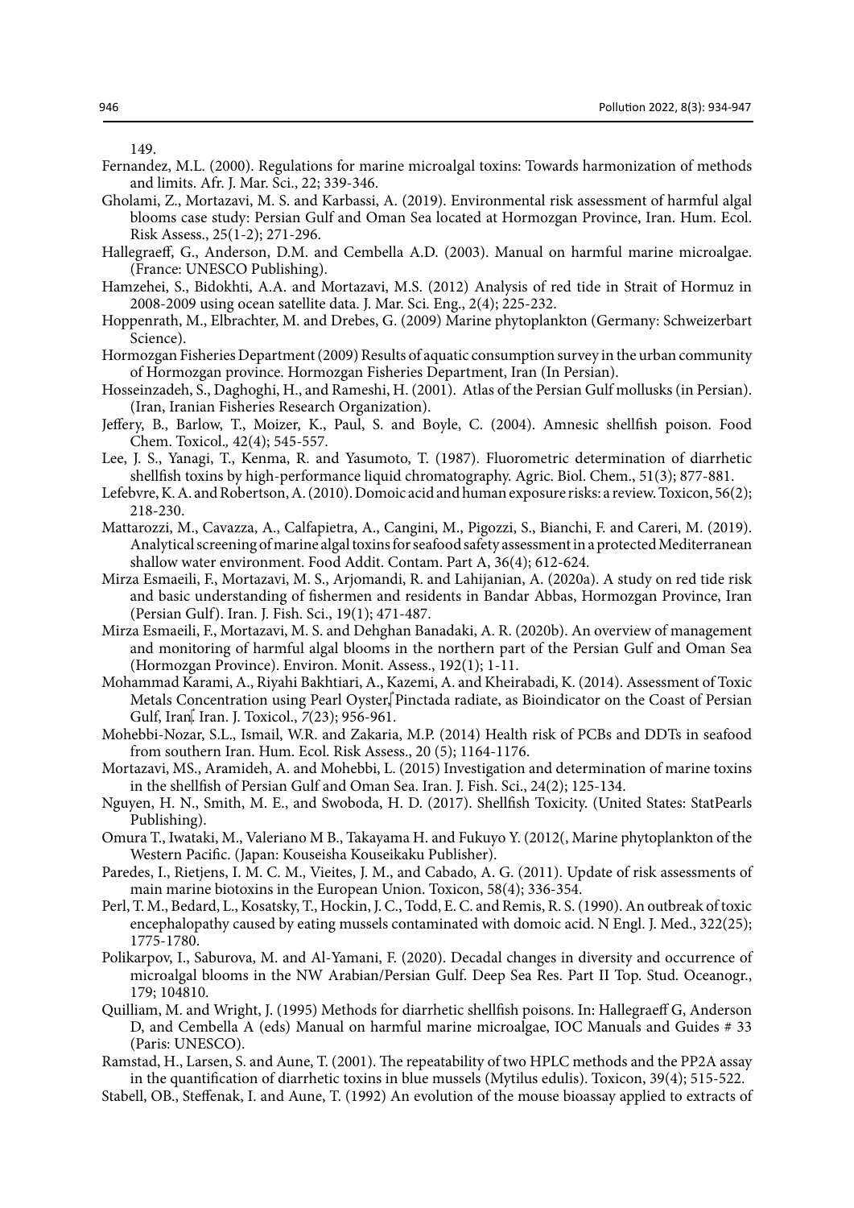149.

Fernandez, M.L. (2000). Regulations for marine microalgal toxins: Towards harmonization of methods and limits. Afr. J. Mar. Sci., 22; 339-346.

Gholami, Z., Mortazavi, M. S. and Karbassi, A. (2019). Environmental risk assessment of harmful algal blooms case study: Persian Gulf and Oman Sea located at Hormozgan Province, Iran. Hum. Ecol. Risk Assess., 25(1-2); 271-296.

Hallegraeff, G., Anderson, D.M. and Cembella A.D. (2003). Manual on harmful marine microalgae. (France: UNESCO Publishing).

Hamzehei, S., Bidokhti, A.A. and Mortazavi, M.S. (2012) Analysis of red tide in Strait of Hormuz in 2008-2009 using ocean satellite data. J. Mar. Sci. Eng., 2(4); 225-232.

Hoppenrath, M., Elbrachter, M. and Drebes, G. (2009) Marine phytoplankton (Germany: Schweizerbart Science).

Hormozgan Fisheries Department (2009) Results of aquatic consumption survey in the urban community of Hormozgan province. Hormozgan Fisheries Department, Iran (In Persian).

Hosseinzadeh, S., Daghoghi, H., and Rameshi, H. (2001). Atlas of the Persian Gulf mollusks (in Persian). (Iran, Iranian Fisheries Research Organization).

Jeffery, B., Barlow, T., Moizer, K., Paul, S. and Boyle, C. (2004). Amnesic shellfish poison. Food Chem. Toxicol., 42(4); 545-557.

Lee, J. S., Yanagi, T., Kenma, R. and Yasumoto, T. (1987). Fluorometric determination of diarrhetic shellfish toxins by high-performance liquid chromatography. Agric. Biol. Chem., 51(3); 877-881.

Lefebvre, K. A. and Robertson, A. (2010). Domoic acid and human exposure risks: a review. Toxicon, 56(2); 218-230.

Mattarozzi, M., Cavazza, A., Calfapietra, A., Cangini, M., Pigozzi, S., Bianchi, F. and Careri, M. (2019). Analytical screening of marine algal toxins for seafood safety assessment in a protected Mediterranean shallow water environment. Food Addit. Contam. Part A, 36(4); 612-624.

Mirza Esmaeili, F., Mortazavi, M. S., Arjomandi, R. and Lahijanian, A. (2020a). A study on red tide risk and basic understanding of fishermen and residents in Bandar Abbas, Hormozgan Province, Iran (Persian Gulf). Iran. J. Fish. Sci., 19(1); 471-487.

Mirza Esmaeili, F., Mortazavi, M. S. and Dehghan Banadaki, A. R. (2020b). An overview of management and monitoring of harmful algal blooms in the northern part of the Persian Gulf and Oman Sea (Hormozgan Province). Environ. Monit. Assess., 192(1); 1-11.

Mohammad Karami, A., Riyahi Bakhtiari, A., Kazemi, A. and Kheirabadi, K. (2014). Assessment of Toxic Metals Concentration using Pearl Oyster, Pinctada radiate, as Bioindicator on the Coast of Persian Gulf, Iran. Iran. J. Toxicol., 7(23); 956-961.

Mohebbi-Nozar, S.L., Ismail, W.R. and Zakaria, M.P. (2014) Health risk of PCBs and DDTs in seafood from southern Iran. Hum. Ecol. Risk Assess., 20 (5); 1164-1176.

Mortazavi, MS., Aramideh, A. and Mohebbi, L. (2015) Investigation and determination of marine toxins in the shellfish of Persian Gulf and Oman Sea. Iran. J. Fish. Sci., 24(2); 125-134.

Nguyen, H. N., Smith, M. E., and Swoboda, H. D. (2017). Shellfish Toxicity. (United States: StatPearls Publishing).

Omura T., Iwataki, M., Valeriano M B., Takayama H. and Fukuyo Y. (2012(, Marine phytoplankton of the Western Pacific. (Japan: Kouseisha Kouseikaku Publisher).

Paredes, I., Rietjens, I. M. C. M., Vieites, J. M., and Cabado, A. G. (2011). Update of risk assessments of main marine biotoxins in the European Union. Toxicon, 58(4); 336-354.

Perl, T. M., Bedard, L., Kosatsky, T., Hockin, J. C., Todd, E. C. and Remis, R. S. (1990). An outbreak of toxic encephalopathy caused by eating mussels contaminated with domoic acid. N Engl. J. Med., 322(25); 1775-1780.

Polikarpov, I., Saburova, M. and Al-Yamani, F. (2020). Decadal changes in diversity and occurrence of microalgal blooms in the NW Arabian/Persian Gulf. Deep Sea Res. Part II Top. Stud. Oceanogr., 179; 104810.

Quilliam, M. and Wright, J. (1995) Methods for diarrhetic shellfish poisons. In: Hallegraeff G, Anderson D, and Cembella A (eds) Manual on harmful marine microalgae, IOC Manuals and Guides # 33 (Paris: UNESCO).

Ramstad, H., Larsen, S. and Aune, T. (2001). The repeatability of two HPLC methods and the PP2A assay in the quantification of diarrhetic toxins in blue mussels (Mytilus edulis). Toxicon, 39(4); 515-522.

Stabell, OB., Steffenak, I. and Aune, T. (1992) An evolution of the mouse bioassay applied to extracts of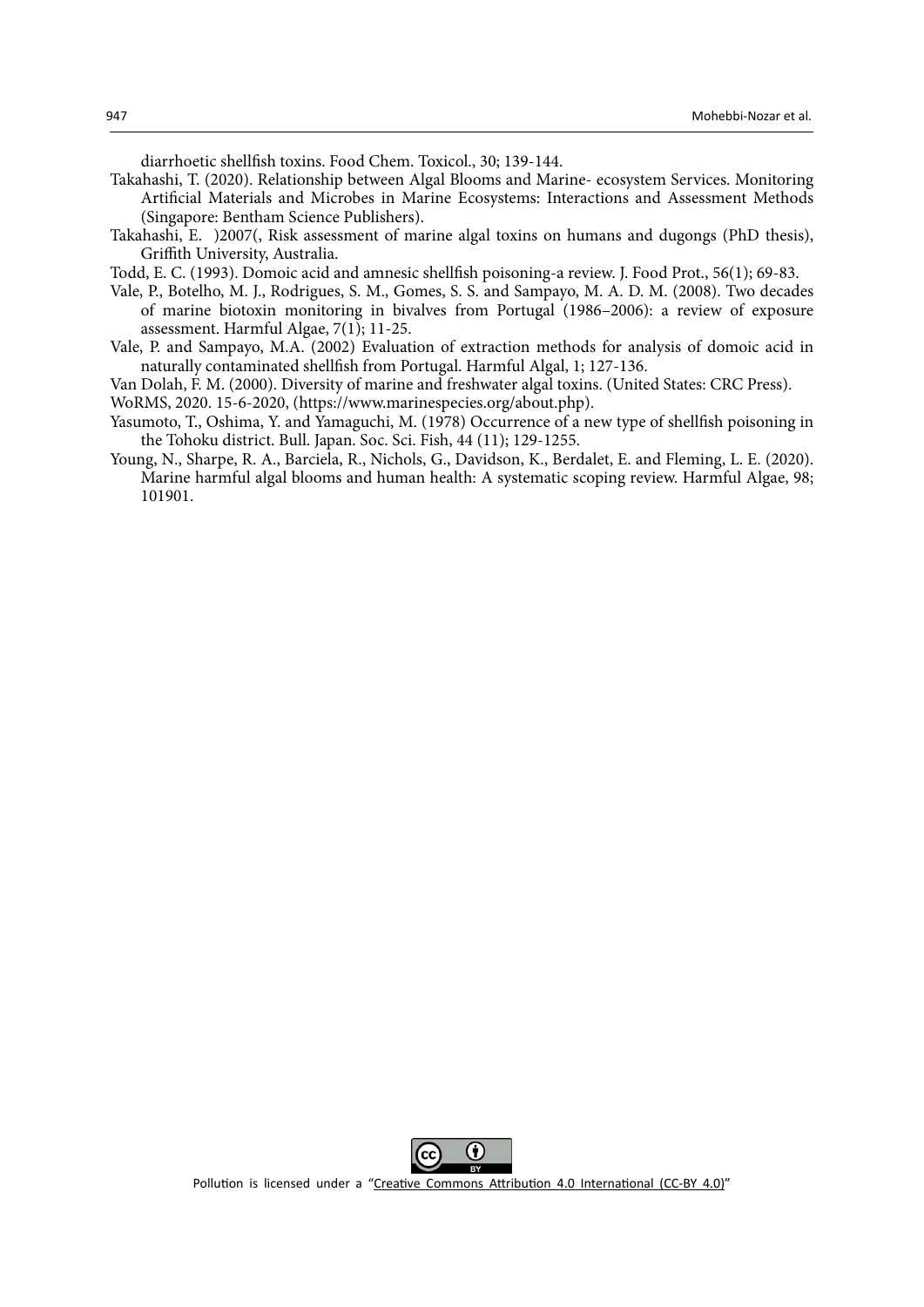diarrhoetic shellfish toxins. Food Chem. Toxicol., 30; 139-144.

Takahashi, T. (2020). Relationship between Algal Blooms and Marine- ecosystem Services. Monitoring Artificial Materials and Microbes in Marine Ecosystems: Interactions and Assessment Methods (Singapore: Bentham Science Publishers).

Takahashi, E. )2007(, Risk assessment of marine algal toxins on humans and dugongs (PhD thesis), Griffith University, Australia.

Todd, E. C. (1993). Domoic acid and amnesic shellfish poisoning-a review. J. Food Prot., 56(1); 69-83.

Vale, P., Botelho, M. J., Rodrigues, S. M., Gomes, S. S. and Sampayo, M. A. D. M. (2008). Two decades of marine biotoxin monitoring in bivalves from Portugal (1986–2006): a review of exposure assessment. Harmful Algae, 7(1); 11-25.

Vale, P. and Sampayo, M.A. (2002) Evaluation of extraction methods for analysis of domoic acid in naturally contaminated shellfish from Portugal. Harmful Algal, 1; 127-136.

Van Dolah, F. M. (2000). Diversity of marine and freshwater algal toxins. (United States: CRC Press).

WoRMS, 2020. 15-6-2020, (https://www.marinespecies.org/about.php).

Yasumoto, T., Oshima, Y. and Yamaguchi, M. (1978) Occurrence of a new type of shellfish poisoning in the Tohoku district. Bull. Japan. Soc. Sci. Fish, 44 (11); 129-1255.

Young, N., Sharpe, R. A., Barciela, R., Nichols, G., Davidson, K., Berdalet, E. and Fleming, L. E. (2020). Marine harmful algal blooms and human health: A systematic scoping review. Harmful Algae, 98; 101901.

Pollution is licensed under a "Creative Commons Attribution 4.0 International (CC-BY 4.0)"